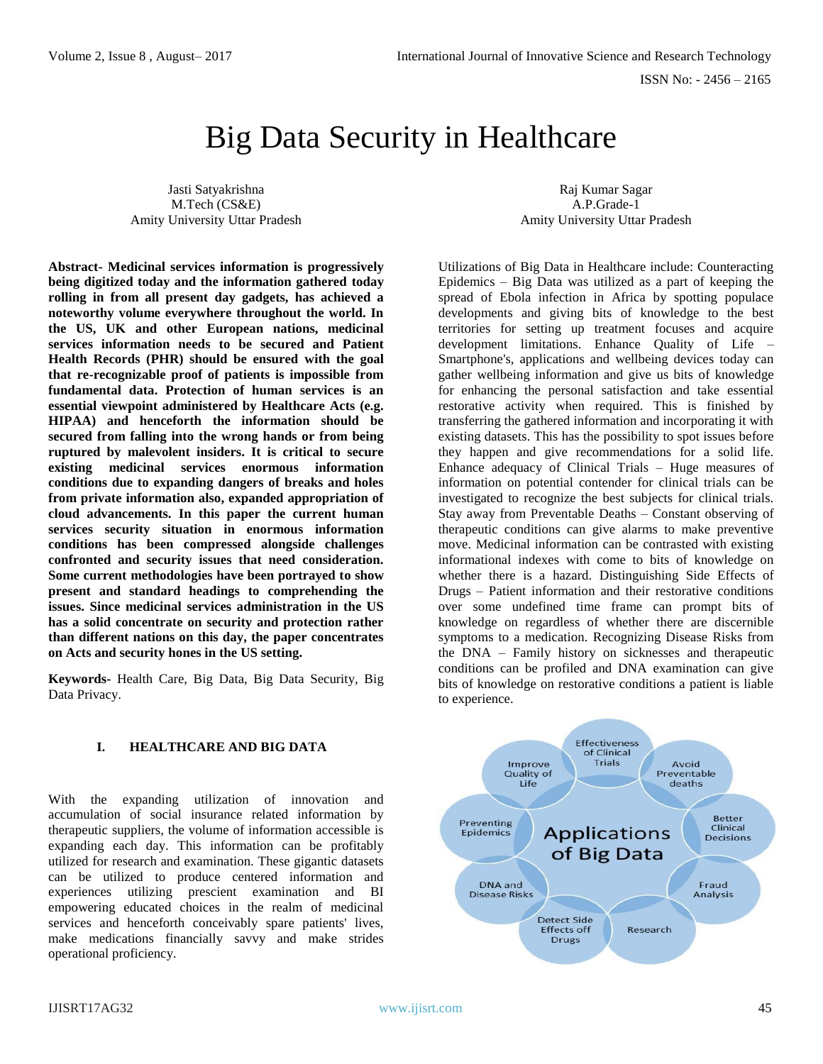# Big Data Security in Healthcare

Jasti Satyakrishna
M.Tech (CS&E)
Amity University Uttar Pradesh

Raj Kumar Sagar
A.P.Grade-1
Amity University Uttar Pradesh

**Abstract- Medicinal services information is progressively being digitized today and the information gathered today rolling in from all present day gadgets, has achieved a noteworthy volume everywhere throughout the world. In the US, UK and other European nations, medicinal services information needs to be secured and Patient Health Records (PHR) should be ensured with the goal that re-recognizable proof of patients is impossible from fundamental data. Protection of human services is an essential viewpoint administered by Healthcare Acts (e.g. HIPAA) and henceforth the information should be secured from falling into the wrong hands or from being ruptured by malevolent insiders. It is critical to secure existing medicinal services enormous information conditions due to expanding dangers of breaks and holes from private information also, expanded appropriation of cloud advancements. In this paper the current human services security situation in enormous information conditions has been compressed alongside challenges confronted and security issues that need consideration. Some current methodologies have been portrayed to show present and standard headings to comprehending the issues. Since medicinal services administration in the US has a solid concentrate on security and protection rather than different nations on this day, the paper concentrates on Acts and security hones in the US setting.**

**Keywords-** Health Care, Big Data, Big Data Security, Big Data Privacy.

## I. HEALTHCARE AND BIG DATA

With the expanding utilization of innovation and accumulation of social insurance related information by therapeutic suppliers, the volume of information accessible is expanding each day. This information can be profitably utilized for research and examination. These gigantic datasets can be utilized to produce centered information and experiences utilizing prescient examination and BI empowering educated choices in the realm of medicinal services and henceforth conceivably spare patients' lives, make medications financially savvy and make strides operational proficiency.

Utilizations of Big Data in Healthcare include: Counteracting Epidemics – Big Data was utilized as a part of keeping the spread of Ebola infection in Africa by spotting populace developments and giving bits of knowledge to the best territories for setting up treatment focuses and acquire development limitations. Enhance Quality of Life – Smartphone's, applications and wellbeing devices today can gather wellbeing information and give us bits of knowledge for enhancing the personal satisfaction and take essential restorative activity when required. This is finished by transferring the gathered information and incorporating it with existing datasets. This has the possibility to spot issues before they happen and give recommendations for a solid life. Enhance adequacy of Clinical Trials – Huge measures of information on potential contender for clinical trials can be investigated to recognize the best subjects for clinical trials. Stay away from Preventable Deaths – Constant observing of therapeutic conditions can give alarms to make preventive move. Medicinal information can be contrasted with existing informational indexes with come to bits of knowledge on whether there is a hazard. Distinguishing Side Effects of Drugs – Patient information and their restorative conditions over some undefined time frame can prompt bits of knowledge on regardless of whether there are discernible symptoms to a medication. Recognizing Disease Risks from the DNA – Family history on sicknesses and therapeutic conditions can be profiled and DNA examination can give bits of knowledge on restorative conditions a patient is liable to experience.

Applications of Big Data: Effectiveness of Clinical Trials; Avoid Preventable deaths; Better Clinical Decisions; Fraud Analysis; Research; Detect Side Effects off Drugs; DNA and Disease Risks; Preventing Epidemics; Improve Quality of Life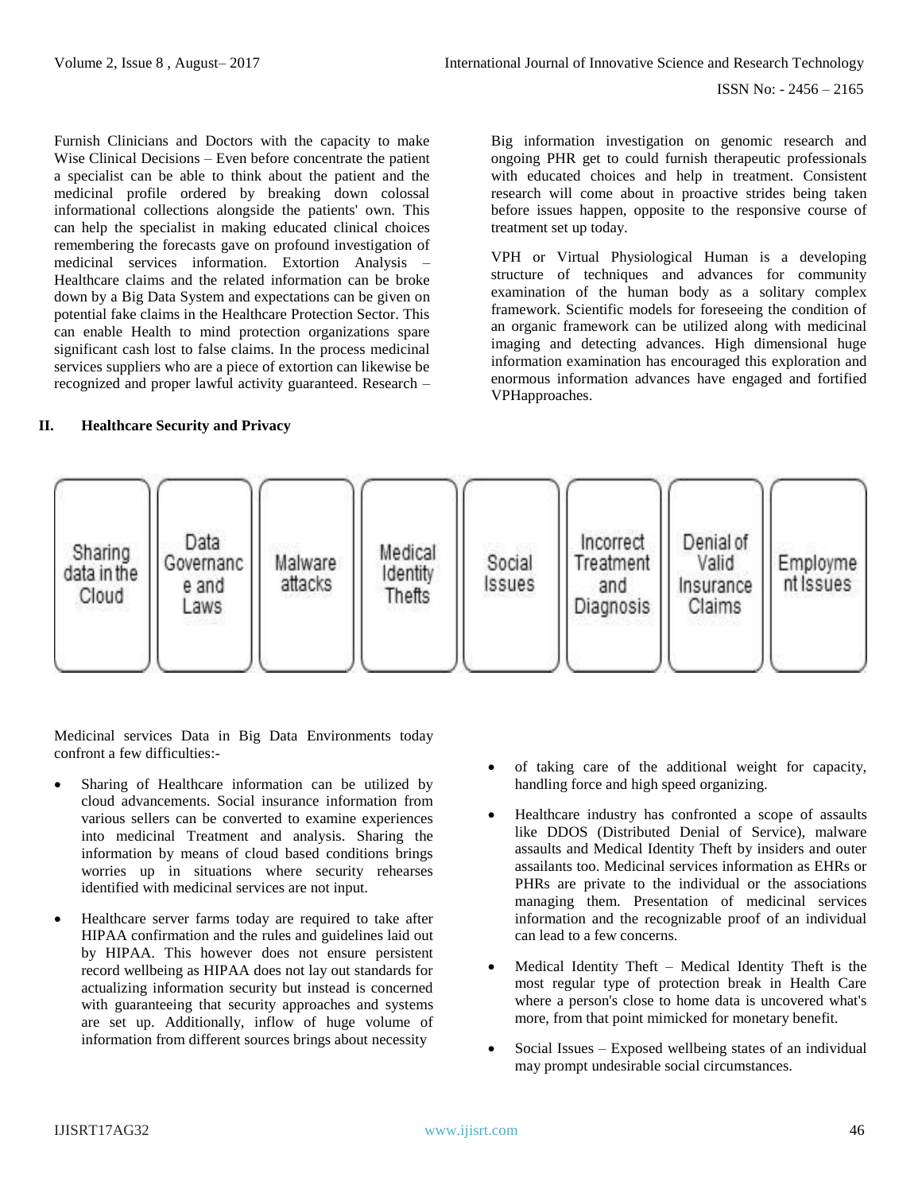Furnish Clinicians and Doctors with the capacity to make Wise Clinical Decisions – Even before concentrate the patient a specialist can be able to think about the patient and the medicinal profile ordered by breaking down colossal informational collections alongside the patients' own. This can help the specialist in making educated clinical choices remembering the forecasts gave on profound investigation of medicinal services information. Extortion Analysis – Healthcare claims and the related information can be broke down by a Big Data System and expectations can be given on potential fake claims in the Healthcare Protection Sector. This can enable Health to mind protection organizations spare significant cash lost to false claims. In the process medicinal services suppliers who are a piece of extortion can likewise be recognized and proper lawful activity guaranteed. Research – Big information investigation on genomic research and ongoing PHR get to could furnish therapeutic professionals with educated choices and help in treatment. Consistent research will come about in proactive strides being taken before issues happen, opposite to the responsive course of treatment set up today.

VPH or Virtual Physiological Human is a developing structure of techniques and advances for community examination of the human body as a solitary complex framework. Scientific models for foreseeing the condition of an organic framework can be utilized along with medicinal imaging and detecting advances. High dimensional huge information examination has encouraged this exploration and enormous information advances have engaged and fortified VPHapproaches.

## II. Healthcare Security and Privacy

| Sharing data in the Cloud | Data Governance and Laws | Malware attacks | Medical Identity Thefts | Social Issues | Incorrect Treatment and Diagnosis | Denial of Valid Insurance Claims | Employment Issues |
|---|---|---|---|---|---|---|---|

Medicinal services Data in Big Data Environments today confront a few difficulties:-

- Sharing of Healthcare information can be utilized by cloud advancements. Social insurance information from various sellers can be converted to examine experiences into medicinal Treatment and analysis. Sharing the information by means of cloud based conditions brings worries up in situations where security rehearses identified with medicinal services are not input.
- Healthcare server farms today are required to take after HIPAA confirmation and the rules and guidelines laid out by HIPAA. This however does not ensure persistent record wellbeing as HIPAA does not lay out standards for actualizing information security but instead is concerned with guaranteeing that security approaches and systems are set up. Additionally, inflow of huge volume of information from different sources brings about necessity of taking care of the additional weight for capacity, handling force and high speed organizing.
- Healthcare industry has confronted a scope of assaults like DDOS (Distributed Denial of Service), malware assaults and Medical Identity Theft by insiders and outer assailants too. Medicinal services information as EHRs or PHRs are private to the individual or the associations managing them. Presentation of medicinal services information and the recognizable proof of an individual can lead to a few concerns.
- Medical Identity Theft – Medical Identity Theft is the most regular type of protection break in Health Care where a person's close to home data is uncovered what's more, from that point mimicked for monetary benefit.
- Social Issues – Exposed wellbeing states of an individual may prompt undesirable social circumstances.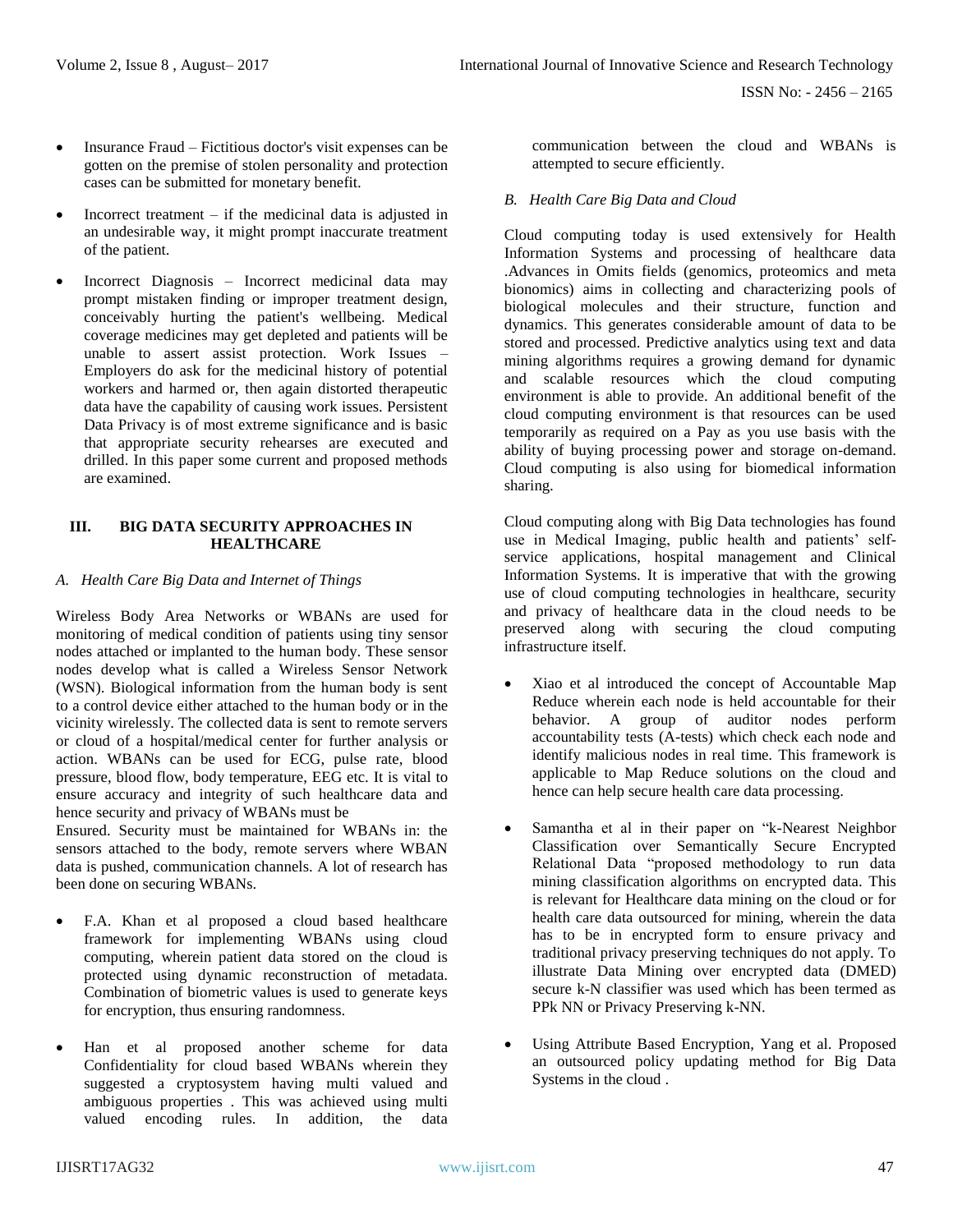- Insurance Fraud – Fictitious doctor's visit expenses can be gotten on the premise of stolen personality and protection cases can be submitted for monetary benefit.
- Incorrect treatment – if the medicinal data is adjusted in an undesirable way, it might prompt inaccurate treatment of the patient.
- Incorrect Diagnosis – Incorrect medicinal data may prompt mistaken finding or improper treatment design, conceivably hurting the patient's wellbeing. Medical coverage medicines may get depleted and patients will be unable to assert assist protection. Work Issues – Employers do ask for the medicinal history of potential workers and harmed or, then again distorted therapeutic data have the capability of causing work issues. Persistent Data Privacy is of most extreme significance and is basic that appropriate security rehearses are executed and drilled. In this paper some current and proposed methods are examined.

## III. BIG DATA SECURITY APPROACHES IN HEALTHCARE

### *A. Health Care Big Data and Internet of Things*

Wireless Body Area Networks or WBANs are used for monitoring of medical condition of patients using tiny sensor nodes attached or implanted to the human body. These sensor nodes develop what is called a Wireless Sensor Network (WSN). Biological information from the human body is sent to a control device either attached to the human body or in the vicinity wirelessly. The collected data is sent to remote servers or cloud of a hospital/medical center for further analysis or action. WBANs can be used for ECG, pulse rate, blood pressure, blood flow, body temperature, EEG etc. It is vital to ensure accuracy and integrity of such healthcare data and hence security and privacy of WBANs must be
Ensured. Security must be maintained for WBANs in: the sensors attached to the body, remote servers where WBAN data is pushed, communication channels. A lot of research has been done on securing WBANs.

- F.A. Khan et al proposed a cloud based healthcare framework for implementing WBANs using cloud computing, wherein patient data stored on the cloud is protected using dynamic reconstruction of metadata. Combination of biometric values is used to generate keys for encryption, thus ensuring randomness.
- Han et al proposed another scheme for data Confidentiality for cloud based WBANs wherein they suggested a cryptosystem having multi valued and ambiguous properties . This was achieved using multi valued encoding rules. In addition, the data communication between the cloud and WBANs is attempted to secure efficiently.

### *B. Health Care Big Data and Cloud*

Cloud computing today is used extensively for Health Information Systems and processing of healthcare data .Advances in Omits fields (genomics, proteomics and meta bionomics) aims in collecting and characterizing pools of biological molecules and their structure, function and dynamics. This generates considerable amount of data to be stored and processed. Predictive analytics using text and data mining algorithms requires a growing demand for dynamic and scalable resources which the cloud computing environment is able to provide. An additional benefit of the cloud computing environment is that resources can be used temporarily as required on a Pay as you use basis with the ability of buying processing power and storage on-demand. Cloud computing is also using for biomedical information sharing.

Cloud computing along with Big Data technologies has found use in Medical Imaging, public health and patients' self-service applications, hospital management and Clinical Information Systems. It is imperative that with the growing use of cloud computing technologies in healthcare, security and privacy of healthcare data in the cloud needs to be preserved along with securing the cloud computing infrastructure itself.

- Xiao et al introduced the concept of Accountable Map Reduce wherein each node is held accountable for their behavior. A group of auditor nodes perform accountability tests (A-tests) which check each node and identify malicious nodes in real time. This framework is applicable to Map Reduce solutions on the cloud and hence can help secure health care data processing.
- Samantha et al in their paper on "k-Nearest Neighbor Classification over Semantically Secure Encrypted Relational Data "proposed methodology to run data mining classification algorithms on encrypted data. This is relevant for Healthcare data mining on the cloud or for health care data outsourced for mining, wherein the data has to be in encrypted form to ensure privacy and traditional privacy preserving techniques do not apply. To illustrate Data Mining over encrypted data (DMED) secure k-N classifier was used which has been termed as PPk NN or Privacy Preserving k-NN.
- Using Attribute Based Encryption, Yang et al. Proposed an outsourced policy updating method for Big Data Systems in the cloud .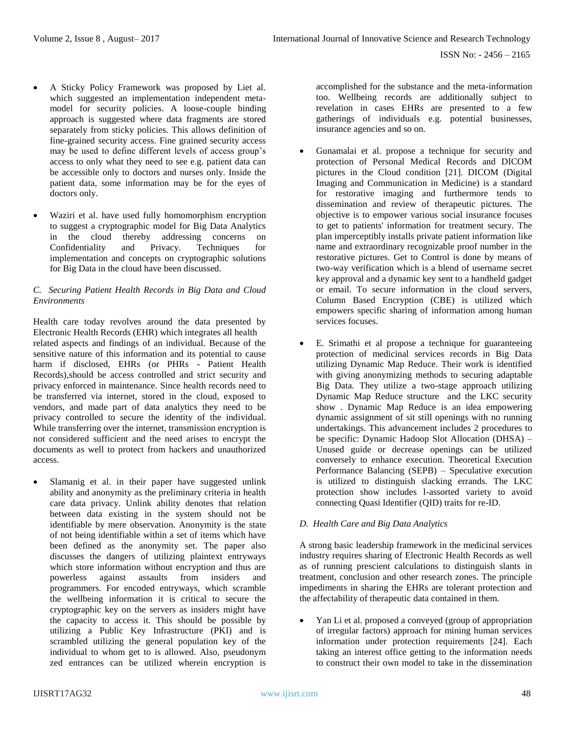- A Sticky Policy Framework was proposed by Liet al. which suggested an implementation independent meta-model for security policies. A loose-couple binding approach is suggested where data fragments are stored separately from sticky policies. This allows definition of fine-grained security access. Fine grained security access may be used to define different levels of access group's access to only what they need to see e.g. patient data can be accessible only to doctors and nurses only. Inside the patient data, some information may be for the eyes of doctors only.

- Waziri et al. have used fully homomorphism encryption to suggest a cryptographic model for Big Data Analytics in the cloud thereby addressing concerns on Confidentiality and Privacy. Techniques for implementation and concepts on cryptographic solutions for Big Data in the cloud have been discussed.

### *C. Securing Patient Health Records in Big Data and Cloud Environments*

Health care today revolves around the data presented by Electronic Health Records (EHR) which integrates all health related aspects and findings of an individual. Because of the sensitive nature of this information and its potential to cause harm if disclosed, EHRs (or PHRs - Patient Health Records),should be access controlled and strict security and privacy enforced in maintenance. Since health records need to be transferred via internet, stored in the cloud, exposed to vendors, and made part of data analytics they need to be privacy controlled to secure the identity of the individual. While transferring over the internet, transmission encryption is not considered sufficient and the need arises to encrypt the documents as well to protect from hackers and unauthorized access.

- Slamanig et al. in their paper have suggested unlink ability and anonymity as the preliminary criteria in health care data privacy. Unlink ability denotes that relation between data existing in the system should not be identifiable by mere observation. Anonymity is the state of not being identifiable within a set of items which have been defined as the anonymity set. The paper also discusses the dangers of utilizing plaintext entryways which store information without encryption and thus are powerless against assaults from insiders and programmers. For encoded entryways, which scramble the wellbeing information it is critical to secure the cryptographic key on the servers as insiders might have the capacity to access it. This should be possible by utilizing a Public Key Infrastructure (PKI) and is scrambled utilizing the general population key of the individual to whom get to is allowed. Also, pseudonym zed entrances can be utilized wherein encryption is accomplished for the substance and the meta-information too. Wellbeing records are additionally subject to revelation in cases EHRs are presented to a few gatherings of individuals e.g. potential businesses, insurance agencies and so on.

- Gunamalai et al. propose a technique for security and protection of Personal Medical Records and DICOM pictures in the Cloud condition [21]. DICOM (Digital Imaging and Communication in Medicine) is a standard for restorative imaging and furthermore tends to dissemination and review of therapeutic pictures. The objective is to empower various social insurance focuses to get to patients' information for treatment secury. The plan imperceptibly installs private patient information like name and extraordinary recognizable proof number in the restorative pictures. Get to Control is done by means of two-way verification which is a blend of username secret key approval and a dynamic key sent to a handheld gadget or email. To secure information in the cloud servers, Column Based Encryption (CBE) is utilized which empowers specific sharing of information among human services focuses.

- E. Srimathi et al propose a technique for guaranteeing protection of medicinal services records in Big Data utilizing Dynamic Map Reduce. Their work is identified with giving anonymizing methods to securing adaptable Big Data. They utilize a two-stage approach utilizing Dynamic Map Reduce structure and the LKC security show . Dynamic Map Reduce is an idea empowering dynamic assignment of sit still openings with no running undertakings. This advancement includes 2 procedures to be specific: Dynamic Hadoop Slot Allocation (DHSA) – Unused guide or decrease openings can be utilized conversely to enhance execution. Theoretical Execution Performance Balancing (SEPB) – Speculative execution is utilized to distinguish slacking errands. The LKC protection show includes l-assorted variety to avoid connecting Quasi Identifier (QID) traits for re-ID.

### *D. Health Care and Big Data Analytics*

A strong basic leadership framework in the medicinal services industry requires sharing of Electronic Health Records as well as of running prescient calculations to distinguish slants in treatment, conclusion and other research zones. The principle impediments in sharing the EHRs are tolerant protection and the affectability of therapeutic data contained in them.

- Yan Li et al. proposed a conveyed (group of appropriation of irregular factors) approach for mining human services information under protection requirements [24]. Each taking an interest office getting to the information needs to construct their own model to take in the dissemination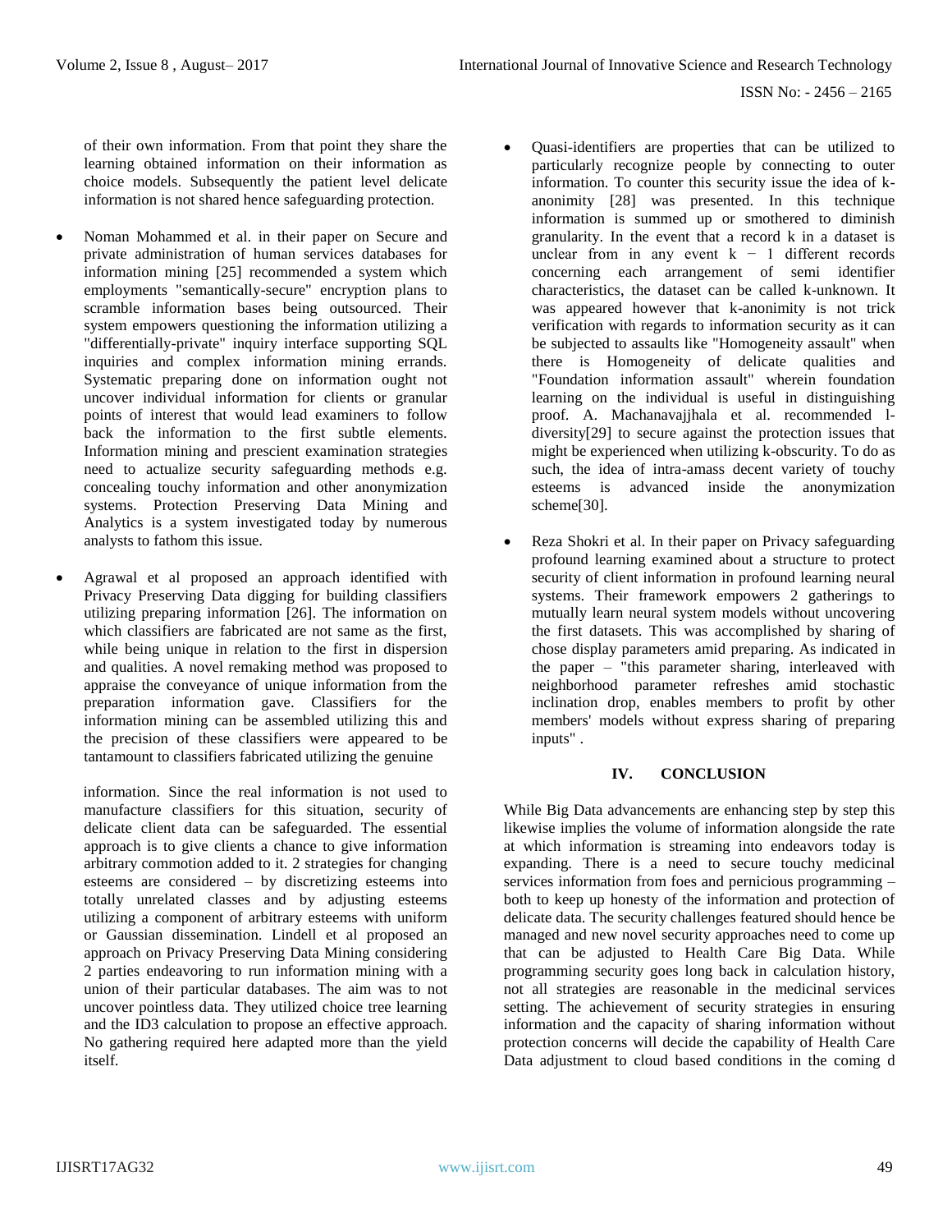of their own information. From that point they share the learning obtained information on their information as choice models. Subsequently the patient level delicate information is not shared hence safeguarding protection.

- Noman Mohammed et al. in their paper on Secure and private administration of human services databases for information mining [25] recommended a system which employments "semantically-secure" encryption plans to scramble information bases being outsourced. Their system empowers questioning the information utilizing a "differentially-private" inquiry interface supporting SQL inquiries and complex information mining errands. Systematic preparing done on information ought not uncover individual information for clients or granular points of interest that would lead examiners to follow back the information to the first subtle elements. Information mining and prescient examination strategies need to actualize security safeguarding methods e.g. concealing touchy information and other anonymization systems. Protection Preserving Data Mining and Analytics is a system investigated today by numerous analysts to fathom this issue.

- Agrawal et al proposed an approach identified with Privacy Preserving Data digging for building classifiers utilizing preparing information [26]. The information on which classifiers are fabricated are not same as the first, while being unique in relation to the first in dispersion and qualities. A novel remaking method was proposed to appraise the conveyance of unique information from the preparation information gave. Classifiers for the information mining can be assembled utilizing this and the precision of these classifiers were appeared to be tantamount to classifiers fabricated utilizing the genuine information. Since the real information is not used to manufacture classifiers for this situation, security of delicate client data can be safeguarded. The essential approach is to give clients a chance to give information arbitrary commotion added to it. 2 strategies for changing esteems are considered – by discretizing esteems into totally unrelated classes and by adjusting esteems utilizing a component of arbitrary esteems with uniform or Gaussian dissemination. Lindell et al proposed an approach on Privacy Preserving Data Mining considering 2 parties endeavoring to run information mining with a union of their particular databases. The aim was to not uncover pointless data. They utilized choice tree learning and the ID3 calculation to propose an effective approach. No gathering required here adapted more than the yield itself.

- Quasi-identifiers are properties that can be utilized to particularly recognize people by connecting to outer information. To counter this security issue the idea of k-anonimity [28] was presented. In this technique information is summed up or smothered to diminish granularity. In the event that a record k in a dataset is unclear from in any event $k - 1$ different records concerning each arrangement of semi identifier characteristics, the dataset can be called k-unknown. It was appeared however that k-anonimity is not trick verification with regards to information security as it can be subjected to assaults like "Homogeneity assault" when there is Homogeneity of delicate qualities and "Foundation information assault" wherein foundation learning on the individual is useful in distinguishing proof. A. Machanavajjhala et al. recommended l-diversity[29] to secure against the protection issues that might be experienced when utilizing k-obscurity. To do as such, the idea of intra-amass decent variety of touchy esteems is advanced inside the anonymization scheme[30].

- Reza Shokri et al. In their paper on Privacy safeguarding profound learning examined about a structure to protect security of client information in profound learning neural systems. Their framework empowers 2 gatherings to mutually learn neural system models without uncovering the first datasets. This was accomplished by sharing of chose display parameters amid preparing. As indicated in the paper – "this parameter sharing, interleaved with neighborhood parameter refreshes amid stochastic inclination drop, enables members to profit by other members' models without express sharing of preparing inputs" .

## IV. CONCLUSION

While Big Data advancements are enhancing step by step this likewise implies the volume of information alongside the rate at which information is streaming into endeavors today is expanding. There is a need to secure touchy medicinal services information from foes and pernicious programming – both to keep up honesty of the information and protection of delicate data. The security challenges featured should hence be managed and new novel security approaches need to come up that can be adjusted to Health Care Big Data. While programming security goes long back in calculation history, not all strategies are reasonable in the medicinal services setting. The achievement of security strategies in ensuring information and the capacity of sharing information without protection concerns will decide the capability of Health Care Data adjustment to cloud based conditions in the coming d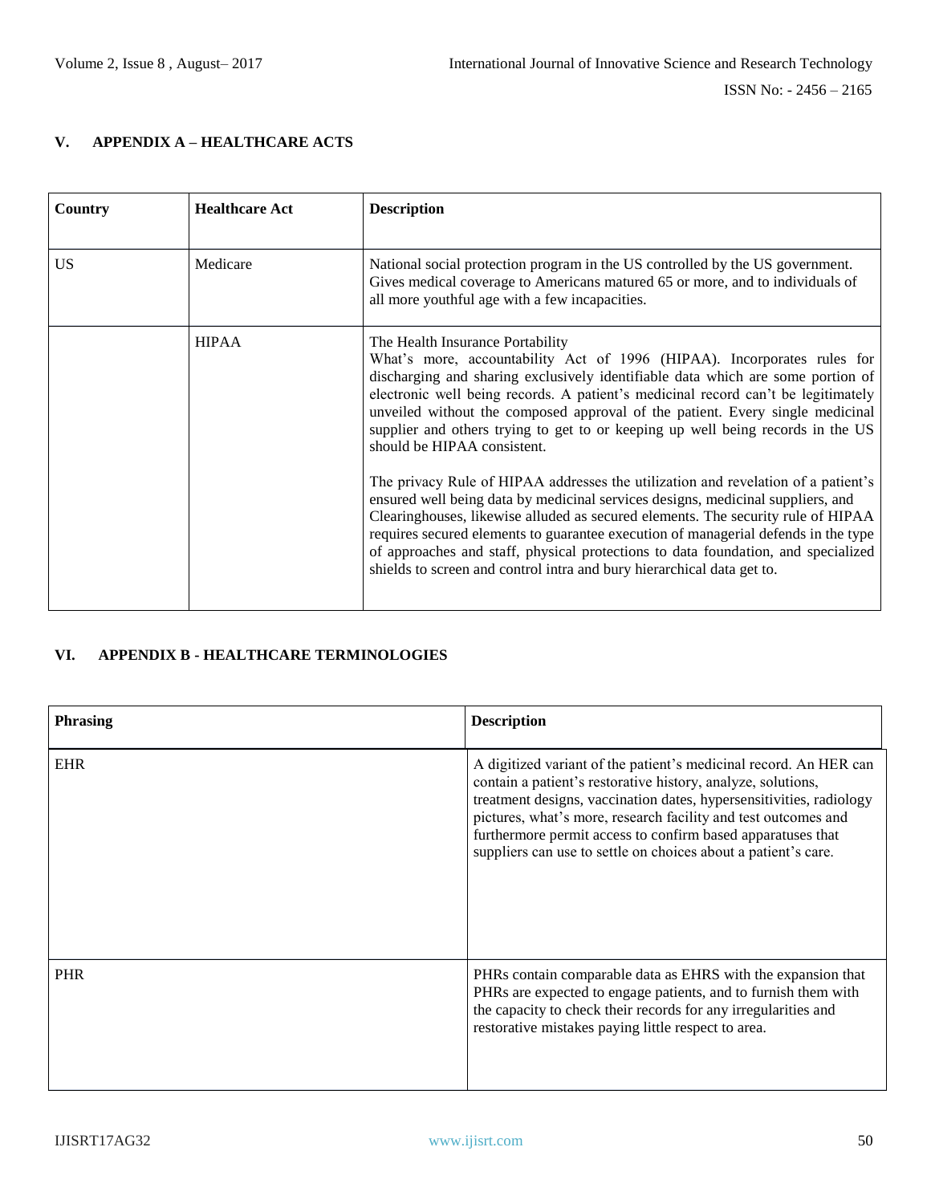## V. APPENDIX A – HEALTHCARE ACTS

| Country | Healthcare Act | Description |
| --- | --- | --- |
| US | Medicare | National social protection program in the US controlled by the US government. Gives medical coverage to Americans matured 65 or more, and to individuals of all more youthful age with a few incapacities. |
| | HIPAA | The Health Insurance Portability What's more, accountability Act of 1996 (HIPAA). Incorporates rules for discharging and sharing exclusively identifiable data which are some portion of electronic well being records. A patient's medicinal record can't be legitimately unveiled without the composed approval of the patient. Every single medicinal supplier and others trying to get to or keeping up well being records in the US should be HIPAA consistent.<br><br>The privacy Rule of HIPAA addresses the utilization and revelation of a patient's ensured well being data by medicinal services designs, medicinal suppliers, and Clearinghouses, likewise alluded as secured elements. The security rule of HIPAA requires secured elements to guarantee execution of managerial defends in the type of approaches and staff, physical protections to data foundation, and specialized shields to screen and control intra and bury hierarchical data get to. |

## VI. APPENDIX B - HEALTHCARE TERMINOLOGIES

| Phrasing | Description |
| --- | --- |
| EHR | A digitized variant of the patient's medicinal record. An HER can contain a patient's restorative history, analyze, solutions, treatment designs, vaccination dates, hypersensitivities, radiology pictures, what's more, research facility and test outcomes and furthermore permit access to confirm based apparatuses that suppliers can use to settle on choices about a patient's care. |
| PHR | PHRs contain comparable data as EHRS with the expansion that PHRs are expected to engage patients, and to furnish them with the capacity to check their records for any irregularities and restorative mistakes paying little respect to area. |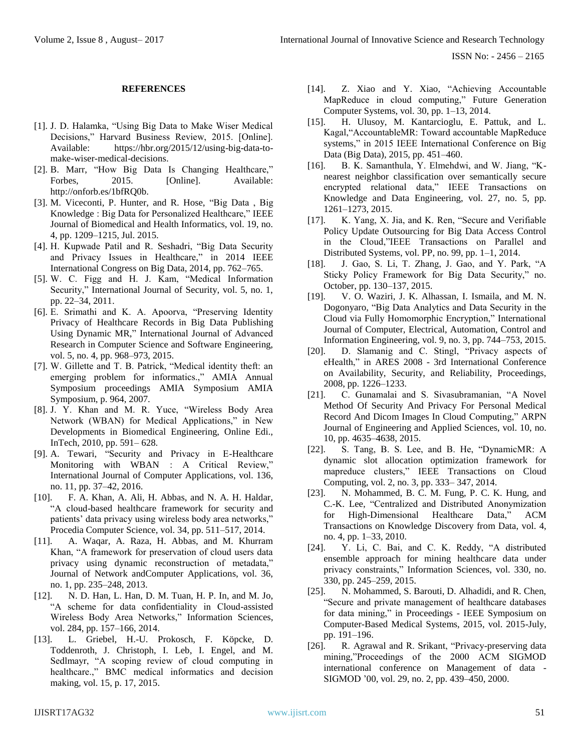## REFERENCES

[1]. J. D. Halamka, "Using Big Data to Make Wiser Medical Decisions," Harvard Business Review, 2015. [Online]. Available: https://hbr.org/2015/12/using-big-data-to-make-wiser-medical-decisions.

[2]. B. Marr, "How Big Data Is Changing Healthcare," Forbes, 2015. [Online]. Available: http://onforb.es/1bfRQ0b.

[3]. M. Viceconti, P. Hunter, and R. Hose, "Big Data , Big Knowledge : Big Data for Personalized Healthcare," IEEE Journal of Biomedical and Health Informatics, vol. 19, no. 4, pp. 1209–1215, Jul. 2015.

[4]. H. Kupwade Patil and R. Seshadri, "Big Data Security and Privacy Issues in Healthcare," in 2014 IEEE International Congress on Big Data, 2014, pp. 762–765.

[5]. W. C. Figg and H. J. Kam, "Medical Information Security," International Journal of Security, vol. 5, no. 1, pp. 22–34, 2011.

[6]. E. Srimathi and K. A. Apoorva, "Preserving Identity Privacy of Healthcare Records in Big Data Publishing Using Dynamic MR," International Journal of Advanced Research in Computer Science and Software Engineering, vol. 5, no. 4, pp. 968–973, 2015.

[7]. W. Gillette and T. B. Patrick, "Medical identity theft: an emerging problem for informatics.," AMIA Annual Symposium proceedings AMIA Symposium AMIA Symposium, p. 964, 2007.

[8]. J. Y. Khan and M. R. Yuce, "Wireless Body Area Network (WBAN) for Medical Applications," in New Developments in Biomedical Engineering, Online Edi., InTech, 2010, pp. 591– 628.

[9]. A. Tewari, "Security and Privacy in E-Healthcare Monitoring with WBAN : A Critical Review," International Journal of Computer Applications, vol. 136, no. 11, pp. 37–42, 2016.

[10]. F. A. Khan, A. Ali, H. Abbas, and N. A. H. Haldar, "A cloud-based healthcare framework for security and patients' data privacy using wireless body area networks," Procedia Computer Science, vol. 34, pp. 511–517, 2014.

[11]. A. Waqar, A. Raza, H. Abbas, and M. Khurram Khan, "A framework for preservation of cloud users data privacy using dynamic reconstruction of metadata," Journal of Network andComputer Applications, vol. 36, no. 1, pp. 235–248, 2013.

[12]. N. D. Han, L. Han, D. M. Tuan, H. P. In, and M. Jo, "A scheme for data confidentiality in Cloud-assisted Wireless Body Area Networks," Information Sciences, vol. 284, pp. 157–166, 2014.

[13]. L. Griebel, H.-U. Prokosch, F. Köpcke, D. Toddenroth, J. Christoph, I. Leb, I. Engel, and M. Sedlmayr, "A scoping review of cloud computing in healthcare.," BMC medical informatics and decision making, vol. 15, p. 17, 2015.

[14]. Z. Xiao and Y. Xiao, "Achieving Accountable MapReduce in cloud computing," Future Generation Computer Systems, vol. 30, pp. 1–13, 2014.

[15]. H. Ulusoy, M. Kantarcioglu, E. Pattuk, and L. Kagal,"AccountableMR: Toward accountable MapReduce systems," in 2015 IEEE International Conference on Big Data (Big Data), 2015, pp. 451–460.

[16]. B. K. Samanthula, Y. Elmehdwi, and W. Jiang, "K-nearest neighbor classification over semantically secure encrypted relational data," IEEE Transactions on Knowledge and Data Engineering, vol. 27, no. 5, pp. 1261–1273, 2015.

[17]. K. Yang, X. Jia, and K. Ren, "Secure and Verifiable Policy Update Outsourcing for Big Data Access Control in the Cloud,"IEEE Transactions on Parallel and Distributed Systems, vol. PP, no. 99, pp. 1–1, 2014.

[18]. J. Gao, S. Li, T. Zhang, J. Gao, and Y. Park, "A Sticky Policy Framework for Big Data Security," no. October, pp. 130–137, 2015.

[19]. V. O. Waziri, J. K. Alhassan, I. Ismaila, and M. N. Dogonyaro, "Big Data Analytics and Data Security in the Cloud via Fully Homomorphic Encryption," International Journal of Computer, Electrical, Automation, Control and Information Engineering, vol. 9, no. 3, pp. 744–753, 2015.

[20]. D. Slamanig and C. Stingl, "Privacy aspects of eHealth," in ARES 2008 - 3rd International Conference on Availability, Security, and Reliability, Proceedings, 2008, pp. 1226–1233.

[21]. C. Gunamalai and S. Sivasubramanian, "A Novel Method Of Security And Privacy For Personal Medical Record And Dicom Images In Cloud Computing," ARPN Journal of Engineering and Applied Sciences, vol. 10, no. 10, pp. 4635–4638, 2015.

[22]. S. Tang, B. S. Lee, and B. He, "DynamicMR: A dynamic slot allocation optimization framework for mapreduce clusters," IEEE Transactions on Cloud Computing, vol. 2, no. 3, pp. 333– 347, 2014.

[23]. N. Mohammed, B. C. M. Fung, P. C. K. Hung, and C.-K. Lee, "Centralized and Distributed Anonymization for High-Dimensional Healthcare Data," ACM Transactions on Knowledge Discovery from Data, vol. 4, no. 4, pp. 1–33, 2010.

[24]. Y. Li, C. Bai, and C. K. Reddy, "A distributed ensemble approach for mining healthcare data under privacy constraints," Information Sciences, vol. 330, no. 330, pp. 245–259, 2015.

[25]. N. Mohammed, S. Barouti, D. Alhadidi, and R. Chen, "Secure and private management of healthcare databases for data mining," in Proceedings - IEEE Symposium on Computer-Based Medical Systems, 2015, vol. 2015-July, pp. 191–196.

[26]. R. Agrawal and R. Srikant, "Privacy-preserving data mining,"Proceedings of the 2000 ACM SIGMOD international conference on Management of data - SIGMOD '00, vol. 29, no. 2, pp. 439–450, 2000.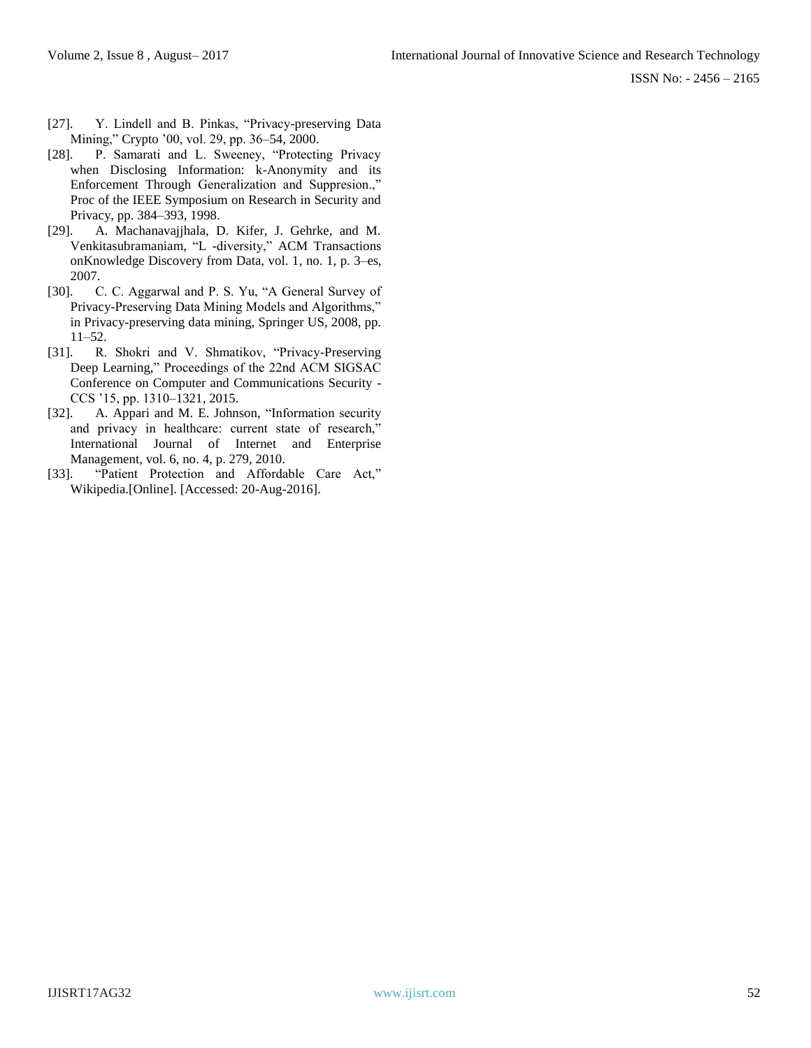[27]. Y. Lindell and B. Pinkas, “Privacy-preserving Data Mining,” Crypto ’00, vol. 29, pp. 36–54, 2000.

[28]. P. Samarati and L. Sweeney, “Protecting Privacy when Disclosing Information: k-Anonymity and its Enforcement Through Generalization and Suppresion.,” Proc of the IEEE Symposium on Research in Security and Privacy, pp. 384–393, 1998.

[29]. A. Machanavajjhala, D. Kifer, J. Gehrke, and M. Venkitasubramaniam, “L -diversity,” ACM Transactions onKnowledge Discovery from Data, vol. 1, no. 1, p. 3–es, 2007.

[30]. C. C. Aggarwal and P. S. Yu, “A General Survey of Privacy-Preserving Data Mining Models and Algorithms,” in Privacy-preserving data mining, Springer US, 2008, pp. 11–52.

[31]. R. Shokri and V. Shmatikov, “Privacy-Preserving Deep Learning,” Proceedings of the 22nd ACM SIGSAC Conference on Computer and Communications Security - CCS ’15, pp. 1310–1321, 2015.

[32]. A. Appari and M. E. Johnson, “Information security and privacy in healthcare: current state of research,” International Journal of Internet and Enterprise Management, vol. 6, no. 4, p. 279, 2010.

[33]. “Patient Protection and Affordable Care Act,” Wikipedia.[Online]. [Accessed: 20-Aug-2016].